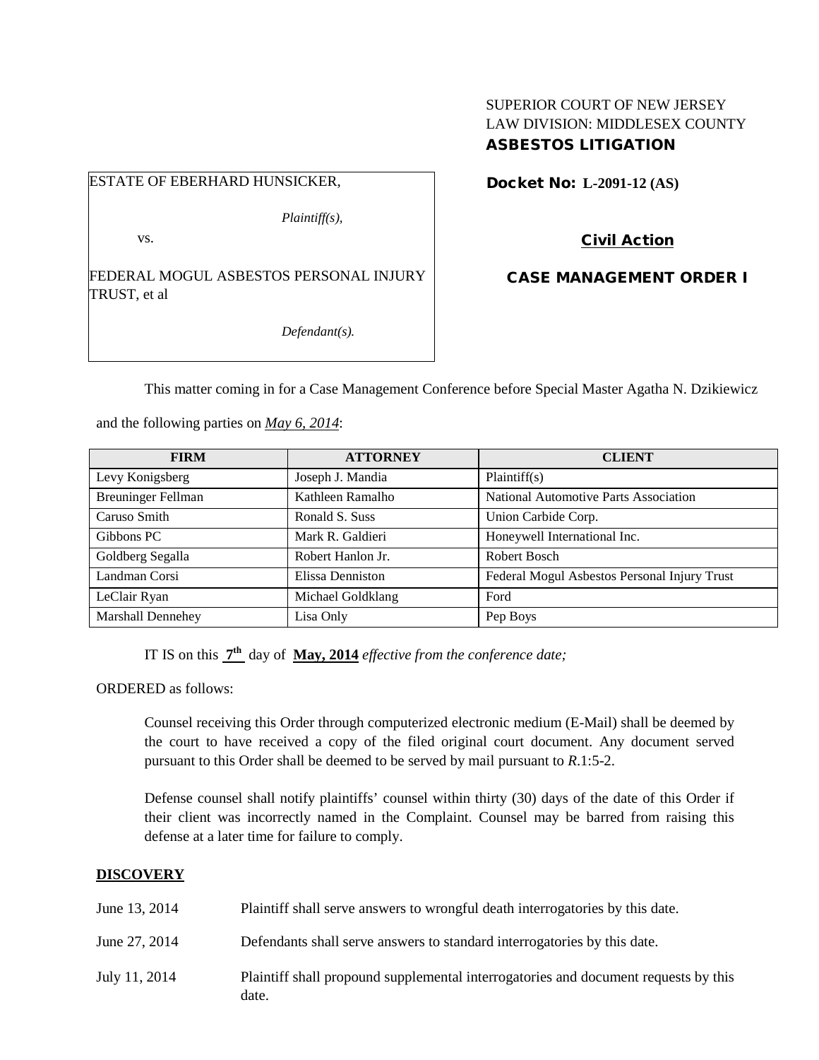SUPERIOR COURT OF NEW JERSEY
LAW DIVISION: MIDDLESEX COUNTY
**ASBESTOS LITIGATION**

ESTATE OF EBERHARD HUNSICKER,

*Plaintiff(s),*

vs.

FEDERAL MOGUL ASBESTOS PERSONAL INJURY TRUST, et al

*Defendant(s).*

**Docket No: L-2091-12 (AS)**

**Civil Action**

**CASE MANAGEMENT ORDER I**

This matter coming in for a Case Management Conference before Special Master Agatha N. Dzikiewicz and the following parties on *May 6, 2014*:

| FIRM | ATTORNEY | CLIENT |
|---|---|---|
| Levy Konigsberg | Joseph J. Mandia | Plaintiff(s) |
| Breuninger Fellman | Kathleen Ramalho | National Automotive Parts Association |
| Caruso Smith | Ronald S. Suss | Union Carbide Corp. |
| Gibbons PC | Mark R. Galdieri | Honeywell International Inc. |
| Goldberg Segalla | Robert Hanlon Jr. | Robert Bosch |
| Landman Corsi | Elissa Denniston | Federal Mogul Asbestos Personal Injury Trust |
| LeClair Ryan | Michael Goldklang | Ford |
| Marshall Dennehey | Lisa Only | Pep Boys |

IT IS on this **7th** day of **May, 2014** *effective from the conference date;*

ORDERED as follows:

Counsel receiving this Order through computerized electronic medium (E-Mail) shall be deemed by the court to have received a copy of the filed original court document. Any document served pursuant to this Order shall be deemed to be served by mail pursuant to *R*.1:5-2.

Defense counsel shall notify plaintiffs' counsel within thirty (30) days of the date of this Order if their client was incorrectly named in the Complaint. Counsel may be barred from raising this defense at a later time for failure to comply.

## DISCOVERY

| | |
|---|---|
| June 13, 2014 | Plaintiff shall serve answers to wrongful death interrogatories by this date. |
| June 27, 2014 | Defendants shall serve answers to standard interrogatories by this date. |
| July 11, 2014 | Plaintiff shall propound supplemental interrogatories and document requests by this date. |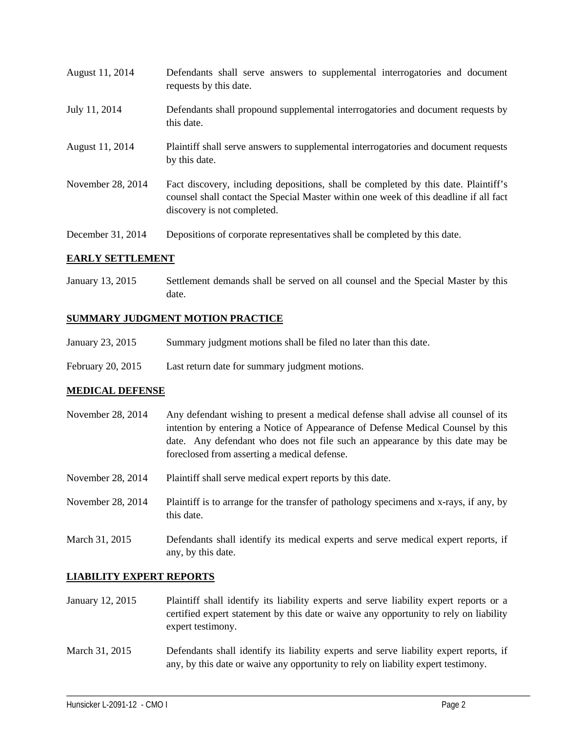| | |
|---|---|
| August 11, 2014 | Defendants shall serve answers to supplemental interrogatories and document requests by this date. |
| July 11, 2014 | Defendants shall propound supplemental interrogatories and document requests by this date. |
| August 11, 2014 | Plaintiff shall serve answers to supplemental interrogatories and document requests by this date. |
| November 28, 2014 | Fact discovery, including depositions, shall be completed by this date. Plaintiff's counsel shall contact the Special Master within one week of this deadline if all fact discovery is not completed. |
| December 31, 2014 | Depositions of corporate representatives shall be completed by this date. |

**EARLY SETTLEMENT**

| | |
|---|---|
| January 13, 2015 | Settlement demands shall be served on all counsel and the Special Master by this date. |

**SUMMARY JUDGMENT MOTION PRACTICE**

| | |
|---|---|
| January 23, 2015 | Summary judgment motions shall be filed no later than this date. |
| February 20, 2015 | Last return date for summary judgment motions. |

**MEDICAL DEFENSE**

| | |
|---|---|
| November 28, 2014 | Any defendant wishing to present a medical defense shall advise all counsel of its intention by entering a Notice of Appearance of Defense Medical Counsel by this date. Any defendant who does not file such an appearance by this date may be foreclosed from asserting a medical defense. |
| November 28, 2014 | Plaintiff shall serve medical expert reports by this date. |
| November 28, 2014 | Plaintiff is to arrange for the transfer of pathology specimens and x-rays, if any, by this date. |
| March 31, 2015 | Defendants shall identify its medical experts and serve medical expert reports, if any, by this date. |

**LIABILITY EXPERT REPORTS**

| | |
|---|---|
| January 12, 2015 | Plaintiff shall identify its liability experts and serve liability expert reports or a certified expert statement by this date or waive any opportunity to rely on liability expert testimony. |
| March 31, 2015 | Defendants shall identify its liability experts and serve liability expert reports, if any, by this date or waive any opportunity to rely on liability expert testimony. |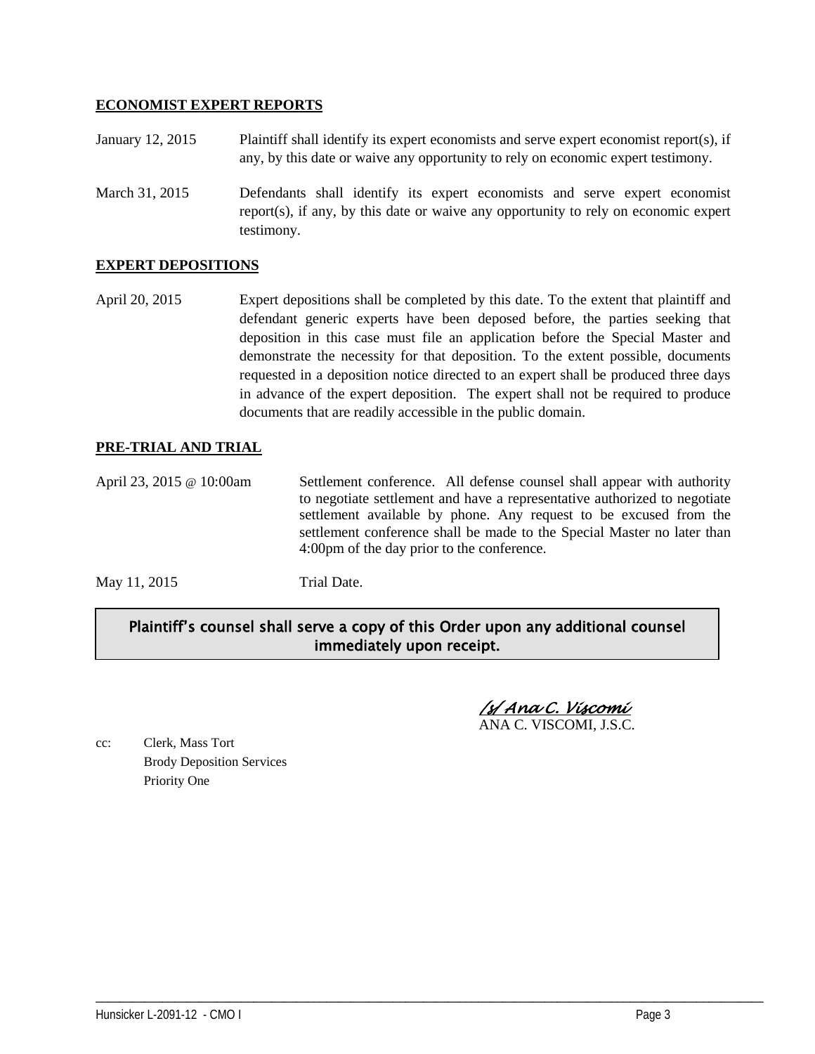**ECONOMIST EXPERT REPORTS**

| | |
|---|---|
| January 12, 2015 | Plaintiff shall identify its expert economists and serve expert economist report(s), if any, by this date or waive any opportunity to rely on economic expert testimony. |
| March 31, 2015 | Defendants shall identify its expert economists and serve expert economist report(s), if any, by this date or waive any opportunity to rely on economic expert testimony. |

**EXPERT DEPOSITIONS**

| | |
|---|---|
| April 20, 2015 | Expert depositions shall be completed by this date. To the extent that plaintiff and defendant generic experts have been deposed before, the parties seeking that deposition in this case must file an application before the Special Master and demonstrate the necessity for that deposition. To the extent possible, documents requested in a deposition notice directed to an expert shall be produced three days in advance of the expert deposition. The expert shall not be required to produce documents that are readily accessible in the public domain. |

**PRE-TRIAL AND TRIAL**

| | |
|---|---|
| April 23, 2015 @ 10:00am | Settlement conference. All defense counsel shall appear with authority to negotiate settlement and have a representative authorized to negotiate settlement available by phone. Any request to be excused from the settlement conference shall be made to the Special Master no later than 4:00pm of the day prior to the conference. |
| May 11, 2015 | Trial Date. |

**Plaintiff's counsel shall serve a copy of this Order upon any additional counsel immediately upon receipt.**

/s/ Ana C. Viscomi
ANA C. VISCOMI, J.S.C.

cc: Clerk, Mass Tort
Brody Deposition Services
Priority One